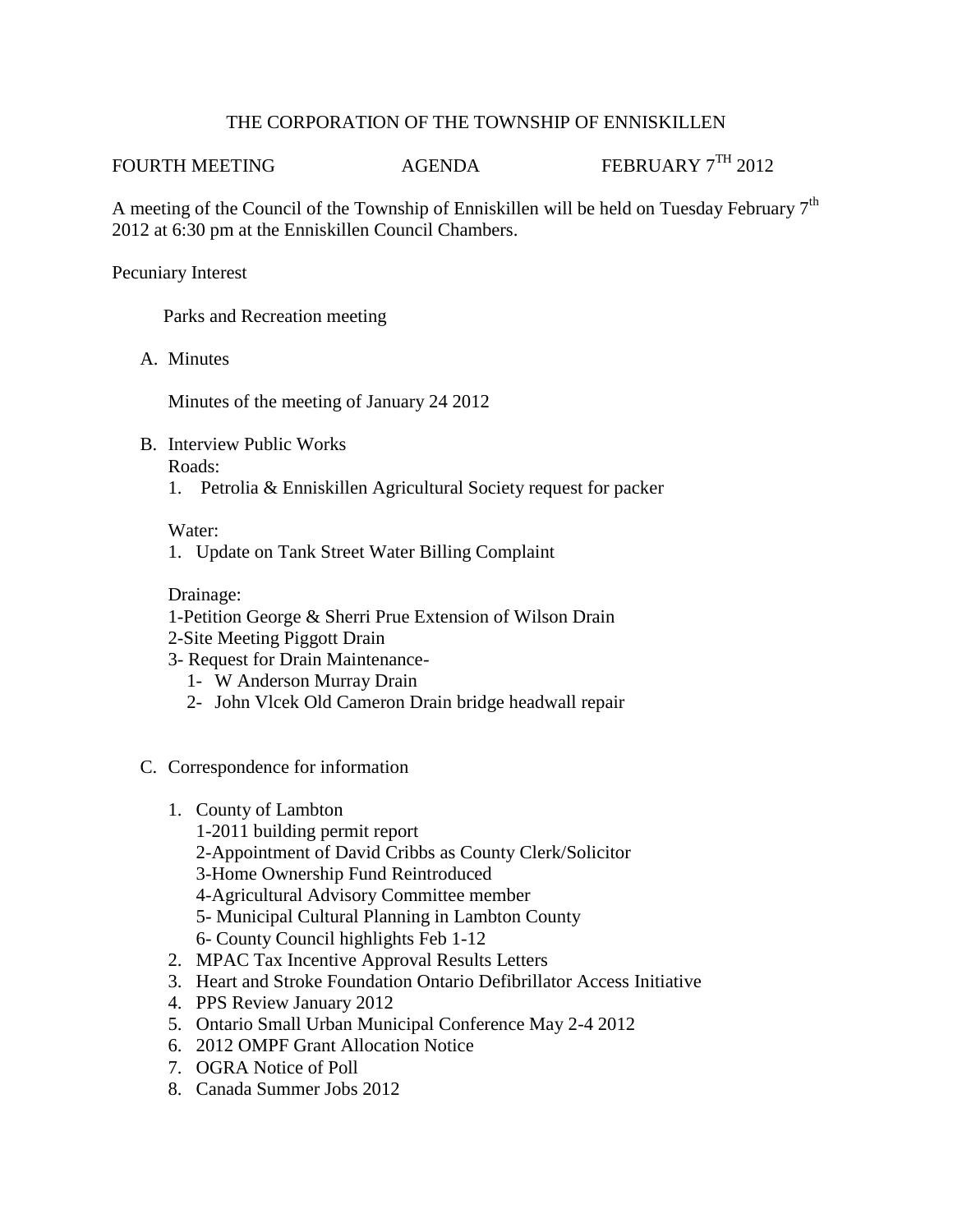# THE CORPORATION OF THE TOWNSHIP OF ENNISKILLEN

FOURTH MEETING — AGENDA — FEBRUARY 7$^{TH}$ 2012

A meeting of the Council of the Township of Enniskillen will be held on Tuesday February 7$^{th}$ 2012 at 6:30 pm at the Enniskillen Council Chambers.

Pecuniary Interest

Parks and Recreation meeting

A. Minutes

   Minutes of the meeting of January 24 2012

B. Interview Public Works

   Roads:

   1. Petrolia & Enniskillen Agricultural Society request for packer

   Water:

   1. Update on Tank Street Water Billing Complaint

   Drainage:

   1-Petition George & Sherri Prue Extension of Wilson Drain
   2-Site Meeting Piggott Drain
   3- Request for Drain Maintenance-
      1- W Anderson Murray Drain
      2- John Vlcek Old Cameron Drain bridge headwall repair

C. Correspondence for information

   1. County of Lambton
      1-2011 building permit report
      2-Appointment of David Cribbs as County Clerk/Solicitor
      3-Home Ownership Fund Reintroduced
      4-Agricultural Advisory Committee member
      5- Municipal Cultural Planning in Lambton County
      6- County Council highlights Feb 1-12
   2. MPAC Tax Incentive Approval Results Letters
   3. Heart and Stroke Foundation Ontario Defibrillator Access Initiative
   4. PPS Review January 2012
   5. Ontario Small Urban Municipal Conference May 2-4 2012
   6. 2012 OMPF Grant Allocation Notice
   7. OGRA Notice of Poll
   8. Canada Summer Jobs 2012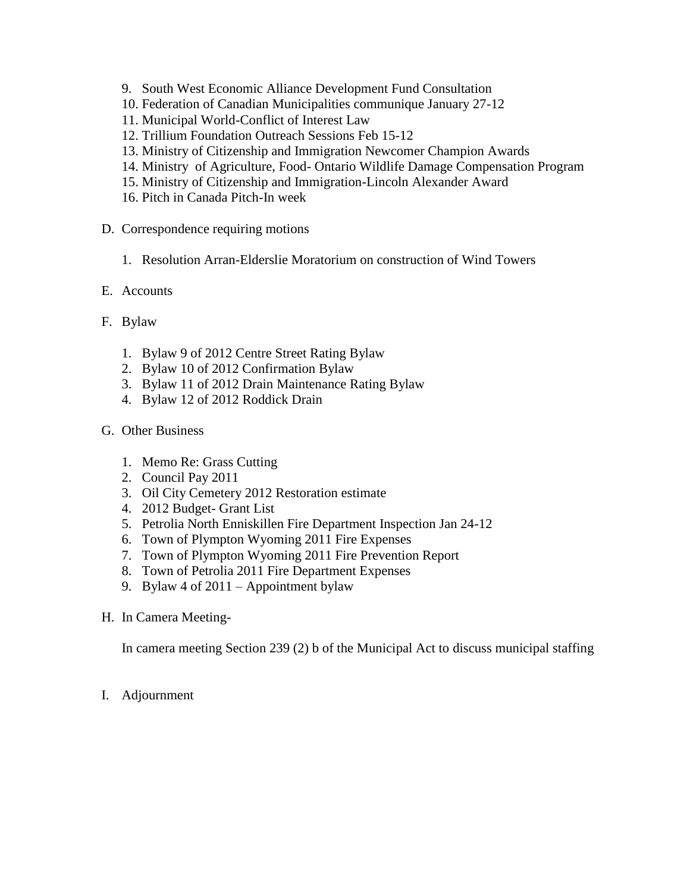9. South West Economic Alliance Development Fund Consultation
10. Federation of Canadian Municipalities communique January 27-12
11. Municipal World-Conflict of Interest Law
12. Trillium Foundation Outreach Sessions Feb 15-12
13. Ministry of Citizenship and Immigration Newcomer Champion Awards
14. Ministry of Agriculture, Food- Ontario Wildlife Damage Compensation Program
15. Ministry of Citizenship and Immigration-Lincoln Alexander Award
16. Pitch in Canada Pitch-In week

D. Correspondence requiring motions

1. Resolution Arran-Elderslie Moratorium on construction of Wind Towers

E. Accounts

F. Bylaw

1. Bylaw 9 of 2012 Centre Street Rating Bylaw
2. Bylaw 10 of 2012 Confirmation Bylaw
3. Bylaw 11 of 2012 Drain Maintenance Rating Bylaw
4. Bylaw 12 of 2012 Roddick Drain

G. Other Business

1. Memo Re: Grass Cutting
2. Council Pay 2011
3. Oil City Cemetery 2012 Restoration estimate
4. 2012 Budget- Grant List
5. Petrolia North Enniskillen Fire Department Inspection Jan 24-12
6. Town of Plympton Wyoming 2011 Fire Expenses
7. Town of Plympton Wyoming 2011 Fire Prevention Report
8. Town of Petrolia 2011 Fire Department Expenses
9. Bylaw 4 of 2011 – Appointment bylaw

H. In Camera Meeting-

In camera meeting Section 239 (2) b of the Municipal Act to discuss municipal staffing

I. Adjournment